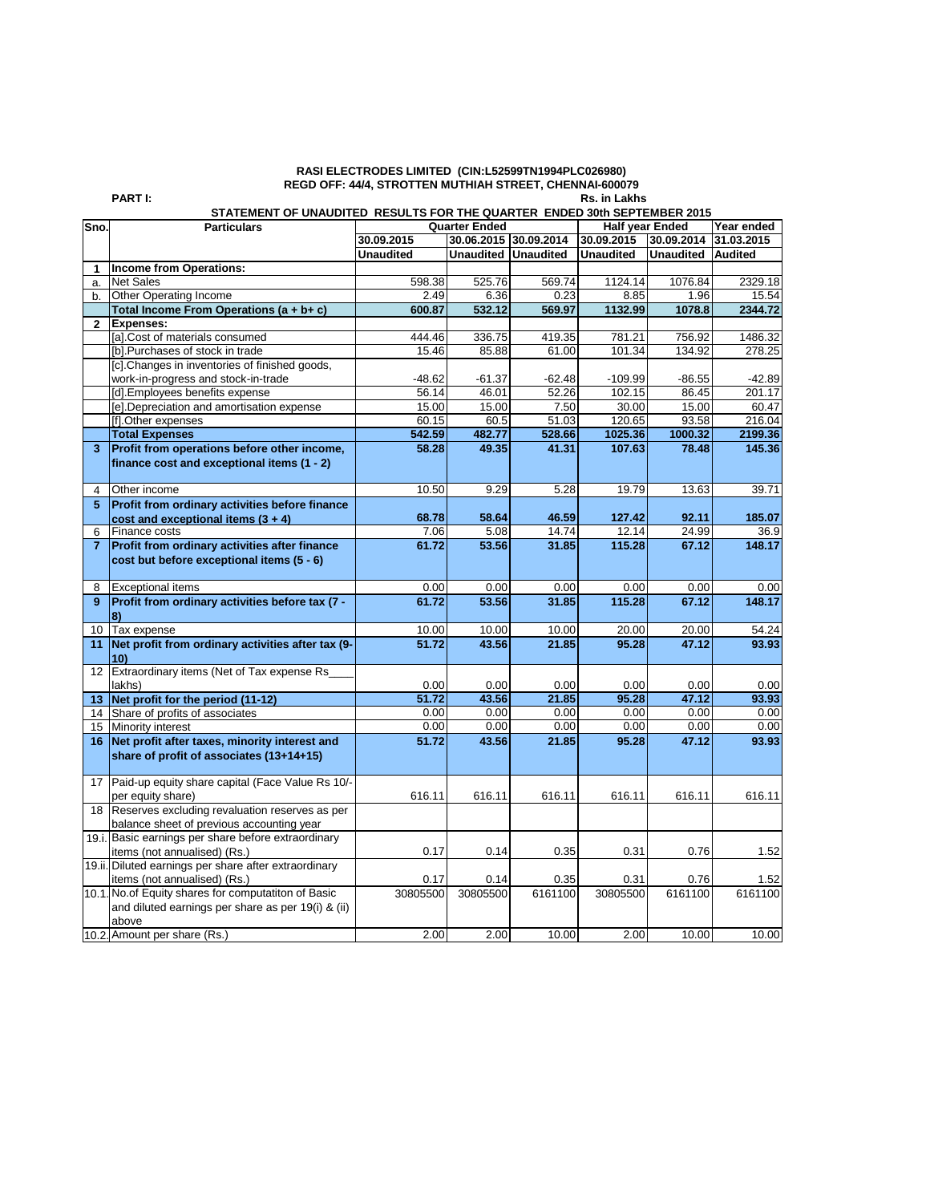**RASI ELECTRODES LIMITED (CIN:L52599TN1994PLC026980)**

**REGD OFF: 44/4, STROTTEN MUTHIAH STREET, CHENNAI-600079**

**PART I:** **Rs. in Lakhs**

**STATEMENT OF UNAUDITED RESULTS FOR THE QUARTER ENDED 30th SEPTEMBER 2015**

| Sno. | Particulars | Quarter Ended | | | Half year Ended | | Year ended |
|---|---|---|---|---|---|---|---|
| | | 30.09.2015 | 30.06.2015 | 30.09.2014 | 30.09.2015 | 30.09.2014 | 31.03.2015 |
| | | Unaudited | Unaudited | Unaudited | Unaudited | Unaudited | Audited |
| **1** | **Income from Operations:** | | | | | | |
| a. | Net Sales | 598.38 | 525.76 | 569.74 | 1124.14 | 1076.84 | 2329.18 |
| b. | Other Operating Income | 2.49 | 6.36 | 0.23 | 8.85 | 1.96 | 15.54 |
| | **Total Income From Operations (a + b+ c)** | **600.87** | **532.12** | **569.97** | **1132.99** | **1078.8** | **2344.72** |
| **2** | **Expenses:** | | | | | | |
| | [a].Cost of materials consumed | 444.46 | 336.75 | 419.35 | 781.21 | 756.92 | 1486.32 |
| | [b].Purchases of stock in trade | 15.46 | 85.88 | 61.00 | 101.34 | 134.92 | 278.25 |
| | [c].Changes in inventories of finished goods, work-in-progress and stock-in-trade | -48.62 | -61.37 | -62.48 | -109.99 | -86.55 | -42.89 |
| | [d].Employees benefits expense | 56.14 | 46.01 | 52.26 | 102.15 | 86.45 | 201.17 |
| | [e].Depreciation and amortisation expense | 15.00 | 15.00 | 7.50 | 30.00 | 15.00 | 60.47 |
| | [f].Other expenses | 60.15 | 60.5 | 51.03 | 120.65 | 93.58 | 216.04 |
| | **Total Expenses** | **542.59** | **482.77** | **528.66** | **1025.36** | **1000.32** | **2199.36** |
| **3** | **Profit from operations before other income, finance cost and exceptional items (1 - 2)** | **58.28** | **49.35** | **41.31** | **107.63** | **78.48** | **145.36** |
| 4 | Other income | 10.50 | 9.29 | 5.28 | 19.79 | 13.63 | 39.71 |
| **5** | **Profit from ordinary activities before finance cost and exceptional items (3 + 4)** | **68.78** | **58.64** | **46.59** | **127.42** | **92.11** | **185.07** |
| 6 | Finance costs | 7.06 | 5.08 | 14.74 | 12.14 | 24.99 | 36.9 |
| **7** | **Profit from ordinary activities after finance cost but before exceptional items (5 - 6)** | **61.72** | **53.56** | **31.85** | **115.28** | **67.12** | **148.17** |
| 8 | Exceptional items | 0.00 | 0.00 | 0.00 | 0.00 | 0.00 | 0.00 |
| **9** | **Profit from ordinary activities before tax (7 - 8)** | **61.72** | **53.56** | **31.85** | **115.28** | **67.12** | **148.17** |
| 10 | Tax expense | 10.00 | 10.00 | 10.00 | 20.00 | 20.00 | 54.24 |
| **11** | **Net profit from ordinary activities after tax (9-10)** | **51.72** | **43.56** | **21.85** | **95.28** | **47.12** | **93.93** |
| 12 | Extraordinary items (Net of Tax expense Rs____ lakhs) | 0.00 | 0.00 | 0.00 | 0.00 | 0.00 | 0.00 |
| **13** | **Net profit for the period (11-12)** | **51.72** | **43.56** | **21.85** | **95.28** | **47.12** | **93.93** |
| 14 | Share of profits of associates | 0.00 | 0.00 | 0.00 | 0.00 | 0.00 | 0.00 |
| 15 | Minority interest | 0.00 | 0.00 | 0.00 | 0.00 | 0.00 | 0.00 |
| **16** | **Net profit after taxes, minority interest and share of profit of associates (13+14+15)** | **51.72** | **43.56** | **21.85** | **95.28** | **47.12** | **93.93** |
| 17 | Paid-up equity share capital (Face Value Rs 10/- per equity share) | 616.11 | 616.11 | 616.11 | 616.11 | 616.11 | 616.11 |
| 18 | Reserves excluding revaluation reserves as per balance sheet of previous accounting year | | | | | | |
| 19.i. | Basic earnings per share before extraordinary items (not annualised) (Rs.) | 0.17 | 0.14 | 0.35 | 0.31 | 0.76 | 1.52 |
| 19.ii. | Diluted earnings per share after extraordinary items (not annualised) (Rs.) | 0.17 | 0.14 | 0.35 | 0.31 | 0.76 | 1.52 |
| 10.1. | No.of Equity shares for computaiton of Basic and diluted earnings per share as per 19(i) & (ii) above | 30805500 | 30805500 | 6161100 | 30805500 | 6161100 | 6161100 |
| 10.2. | Amount per share (Rs.) | 2.00 | 2.00 | 10.00 | 2.00 | 10.00 | 10.00 |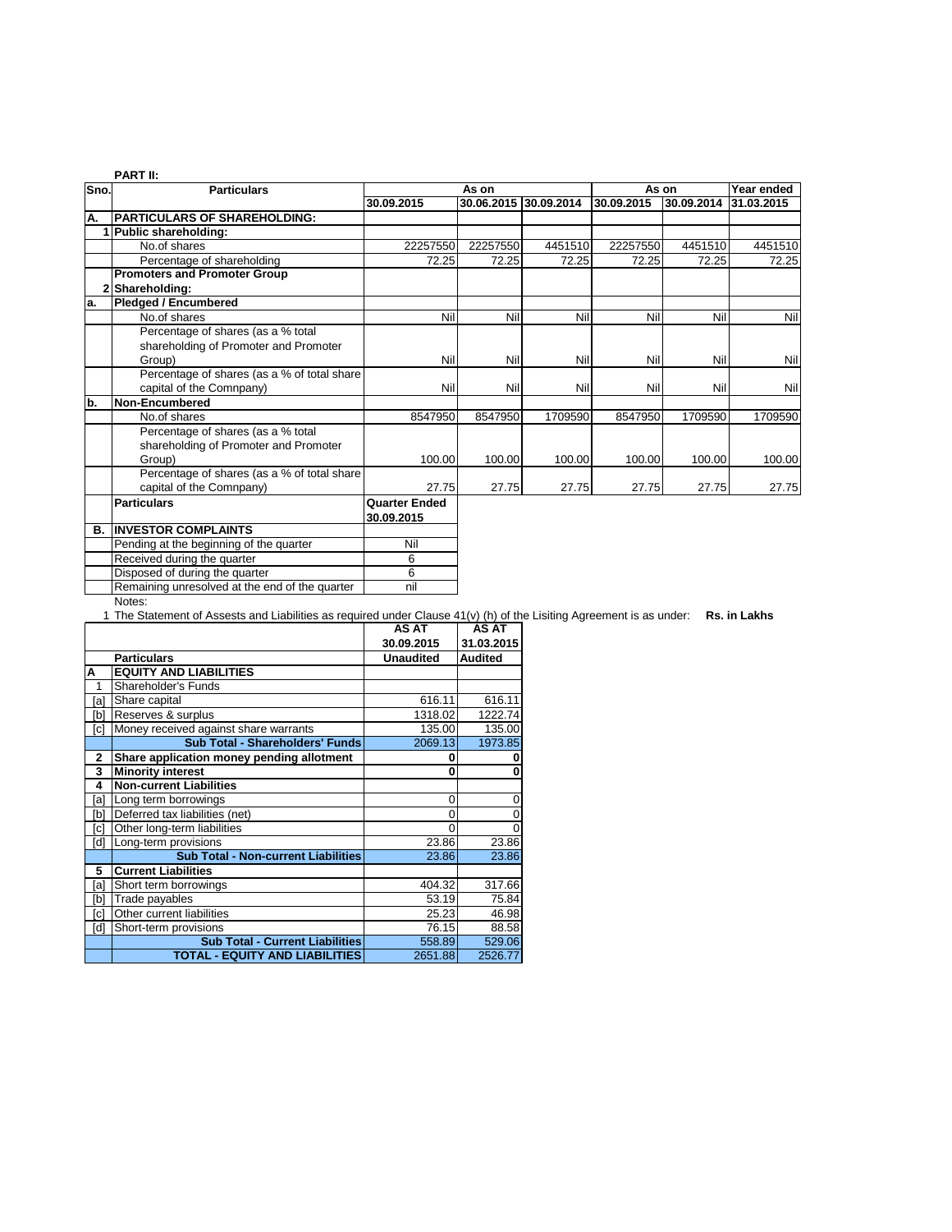**PART II:**

| Sno. | Particulars | As on | | | As on | | Year ended |
|---|---|---|---|---|---|---|---|
| | | 30.09.2015 | 30.06.2015 | 30.09.2014 | 30.09.2015 | 30.09.2014 | 31.03.2015 |
| A. | **PARTICULARS OF SHAREHOLDING:** | | | | | | |
| 1 | **Public shareholding:** | | | | | | |
| | No.of shares | 22257550 | 22257550 | 4451510 | 22257550 | 4451510 | 4451510 |
| | Percentage of shareholding | 72.25 | 72.25 | 72.25 | 72.25 | 72.25 | 72.25 |
| 2 | **Promoters and Promoter Group Shareholding:** | | | | | | |
| a. | **Pledged / Encumbered** | | | | | | |
| | No.of shares | Nil | Nil | Nil | Nil | Nil | Nil |
| | Percentage of shares (as a % total shareholding of Promoter and Promoter Group) | Nil | Nil | Nil | Nil | Nil | Nil |
| | Percentage of shares (as a % of total share capital of the Comnpany) | Nil | Nil | Nil | Nil | Nil | Nil |
| b. | **Non-Encumbered** | | | | | | |
| | No.of shares | 8547950 | 8547950 | 1709590 | 8547950 | 1709590 | 1709590 |
| | Percentage of shares (as a % total shareholding of Promoter and Promoter Group) | 100.00 | 100.00 | 100.00 | 100.00 | 100.00 | 100.00 |
| | Percentage of shares (as a % of total share capital of the Comnpany) | 27.75 | 27.75 | 27.75 | 27.75 | 27.75 | 27.75 |

| | Particulars | Quarter Ended 30.09.2015 |
|---|---|---|
| B. | **INVESTOR COMPLAINTS** | |
| | Pending at the beginning of the quarter | Nil |
| | Received during the quarter | 6 |
| | Disposed of during the quarter | 6 |
| | Remaining unresolved at the end of the quarter | nil |

Notes:

1 The Statement of Assests and Liabilities as required under Clause 41(v) (h) of the Lisiting Agreement is as under: **Rs. in Lakhs**

| | Particulars | AS AT 30.09.2015 Unaudited | AS AT 31.03.2015 Audited |
|---|---|---|---|
| A | **EQUITY AND LIABILITIES** | | |
| 1 | Shareholder's Funds | | |
| [a] | Share capital | 616.11 | 616.11 |
| [b] | Reserves & surplus | 1318.02 | 1222.74 |
| [c] | Money received against share warrants | 135.00 | 135.00 |
| | **Sub Total - Shareholders' Funds** | 2069.13 | 1973.85 |
| 2 | **Share application money pending allotment** | **0** | **0** |
| 3 | **Minority interest** | **0** | **0** |
| 4 | **Non-current Liabilities** | | |
| [a] | Long term borrowings | 0 | 0 |
| [b] | Deferred tax liabilities (net) | 0 | 0 |
| [c] | Other long-term liabilities | 0 | 0 |
| [d] | Long-term provisions | 23.86 | 23.86 |
| | **Sub Total - Non-current Liabilities** | 23.86 | 23.86 |
| 5 | **Current Liabilities** | | |
| [a] | Short term borrowings | 404.32 | 317.66 |
| [b] | Trade payables | 53.19 | 75.84 |
| [c] | Other current liabilities | 25.23 | 46.98 |
| [d] | Short-term provisions | 76.15 | 88.58 |
| | **Sub Total - Current Liabilities** | 558.89 | 529.06 |
| | **TOTAL - EQUITY AND LIABILITIES** | 2651.88 | 2526.77 |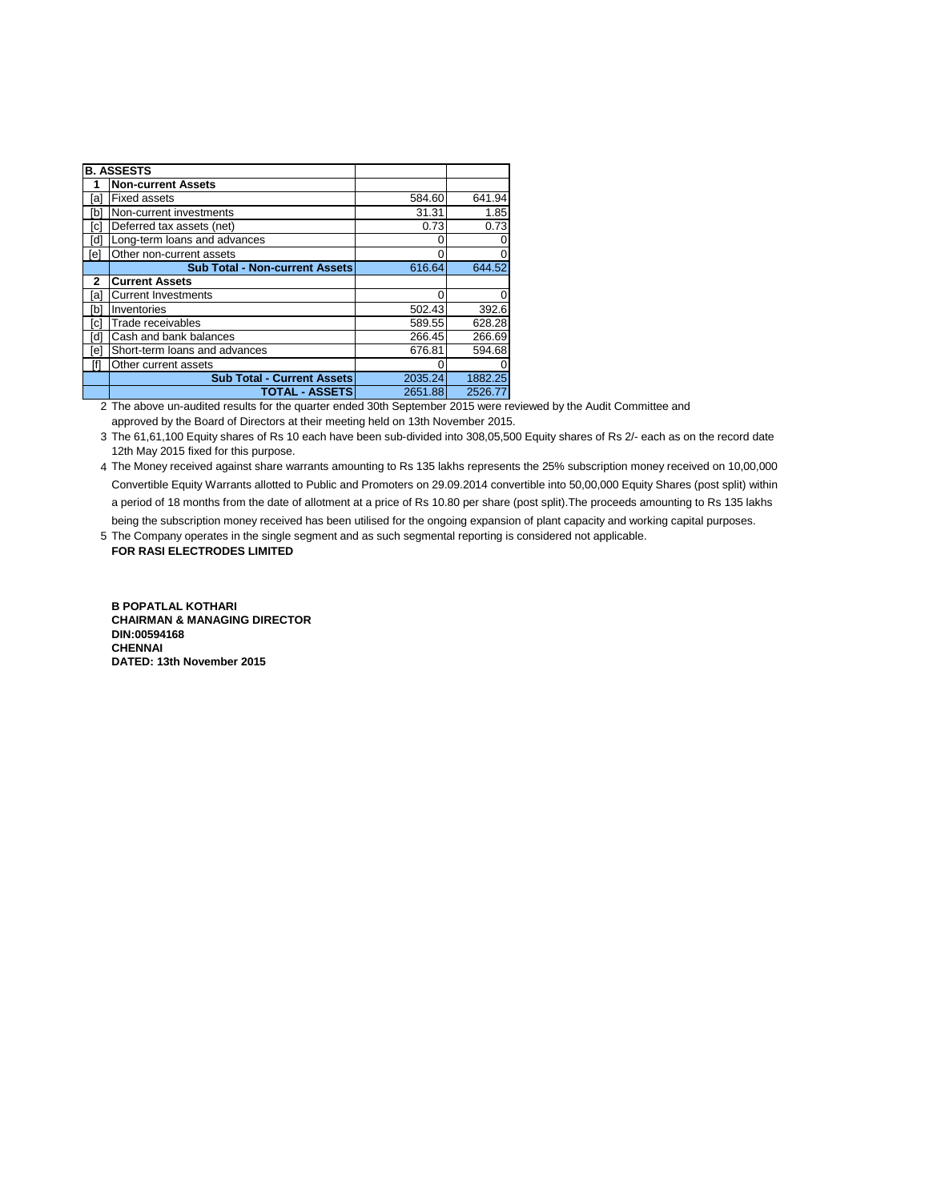| | | | |
|---|---|---|---|
| **B. ASSESTS** | | | |
| **1** | **Non-current Assets** | | |
| [a] | Fixed assets | 584.60 | 641.94 |
| [b] | Non-current investments | 31.31 | 1.85 |
| [c] | Deferred tax assets (net) | 0.73 | 0.73 |
| [d] | Long-term loans and advances | 0 | 0 |
| [e] | Other non-current assets | 0 | 0 |
| | **Sub Total - Non-current Assets** | 616.64 | 644.52 |
| **2** | **Current Assets** | | |
| [a] | Current Investments | 0 | 0 |
| [b] | Inventories | 502.43 | 392.6 |
| [c] | Trade receivables | 589.55 | 628.28 |
| [d] | Cash and bank balances | 266.45 | 266.69 |
| [e] | Short-term loans and advances | 676.81 | 594.68 |
| [f] | Other current assets | 0 | 0 |
| | **Sub Total - Current Assets** | 2035.24 | 1882.25 |
| | **TOTAL - ASSETS** | 2651.88 | 2526.77 |

2 The above un-audited results for the quarter ended 30th September 2015 were reviewed by the Audit Committee and approved by the Board of Directors at their meeting held on 13th November 2015.

3 The 61,61,100 Equity shares of Rs 10 each have been sub-divided into 308,05,500 Equity shares of Rs 2/- each as on the record date 12th May 2015 fixed for this purpose.

4 The Money received against share warrants amounting to Rs 135 lakhs represents the 25% subscription money received on 10,00,000 Convertible Equity Warrants allotted to Public and Promoters on 29.09.2014 convertible into 50,00,000 Equity Shares (post split) within a period of 18 months from the date of allotment at a price of Rs 10.80 per share (post split).The proceeds amounting to Rs 135 lakhs being the subscription money received has been utilised for the ongoing expansion of plant capacity and working capital purposes.

5 The Company operates in the single segment and as such segmental reporting is considered not applicable.

**FOR RASI ELECTRODES LIMITED**

**B POPATLAL KOTHARI**
**CHAIRMAN & MANAGING DIRECTOR**
**DIN:00594168**
**CHENNAI**
**DATED: 13th November 2015**